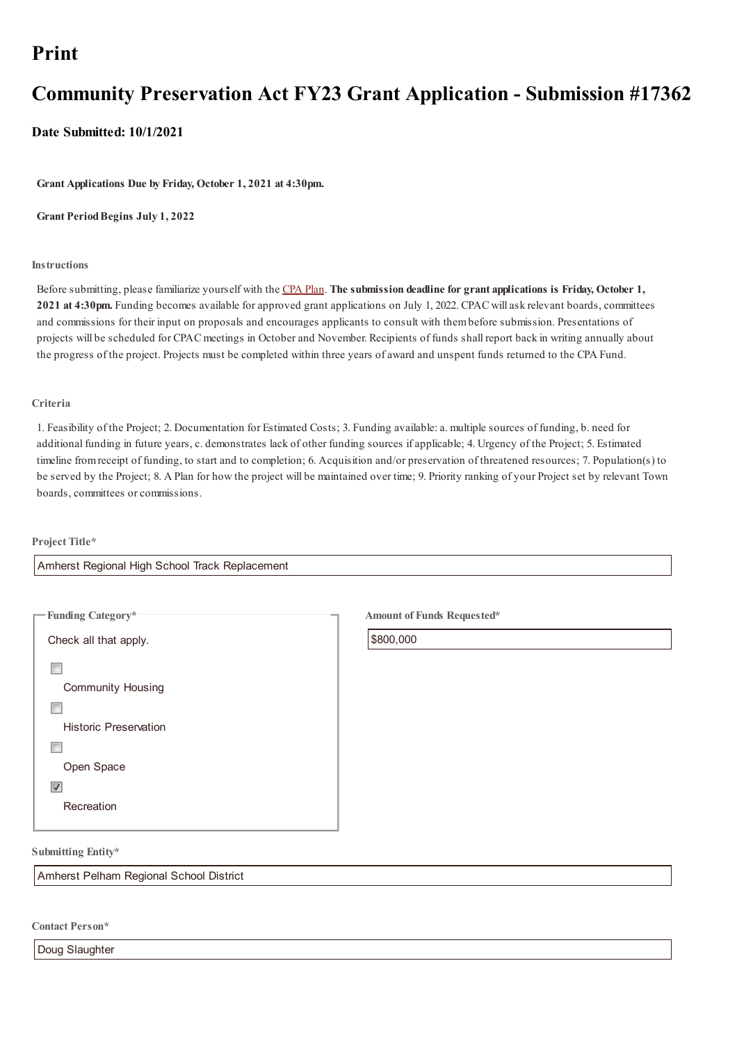# Print

# Community Preservation Act FY23 Grant Application - Submission #17362

### Date Submitted: 10/1/2021

**Grant Applications Due by Friday, October 1, 2021 at 4:30pm.**

**Grant Period Begins July 1, 2022**

**Instructions**

Before submitting, please familiarize yourself with the CPA Plan. **The submission deadline for grant applications is Friday, October 1, 2021 at 4:30pm.** Funding becomes available for approved grant applications on July 1, 2022. CPAC will ask relevant boards, committees and commissions for their input on proposals and encourages applicants to consult with them before submission. Presentations of projects will be scheduled for CPAC meetings in October and November. Recipients of funds shall report back in writing annually about the progress of the project. Projects must be completed within three years of award and unspent funds returned to the CPA Fund.

**Criteria**

1. Feasibility of the Project; 2. Documentation for Estimated Costs; 3. Funding available: a. multiple sources of funding, b. need for additional funding in future years, c. demonstrates lack of other funding sources if applicable; 4. Urgency of the Project; 5. Estimated timeline from receipt of funding, to start and to completion; 6. Acquisition and/or preservation of threatened resources; 7. Population(s) to be served by the Project; 8. A Plan for how the project will be maintained over time; 9. Priority ranking of your Project set by relevant Town boards, committees or commissions.

**Project Title***

Amherst Regional High School Track Replacement

**Funding Category***

Check all that apply.

- [ ] Community Housing
- [ ] Historic Preservation
- [ ] Open Space
- [x] Recreation

**Amount of Funds Requested***

$800,000

**Submitting Entity***

Amherst Pelham Regional School District

**Contact Person***

Doug Slaughter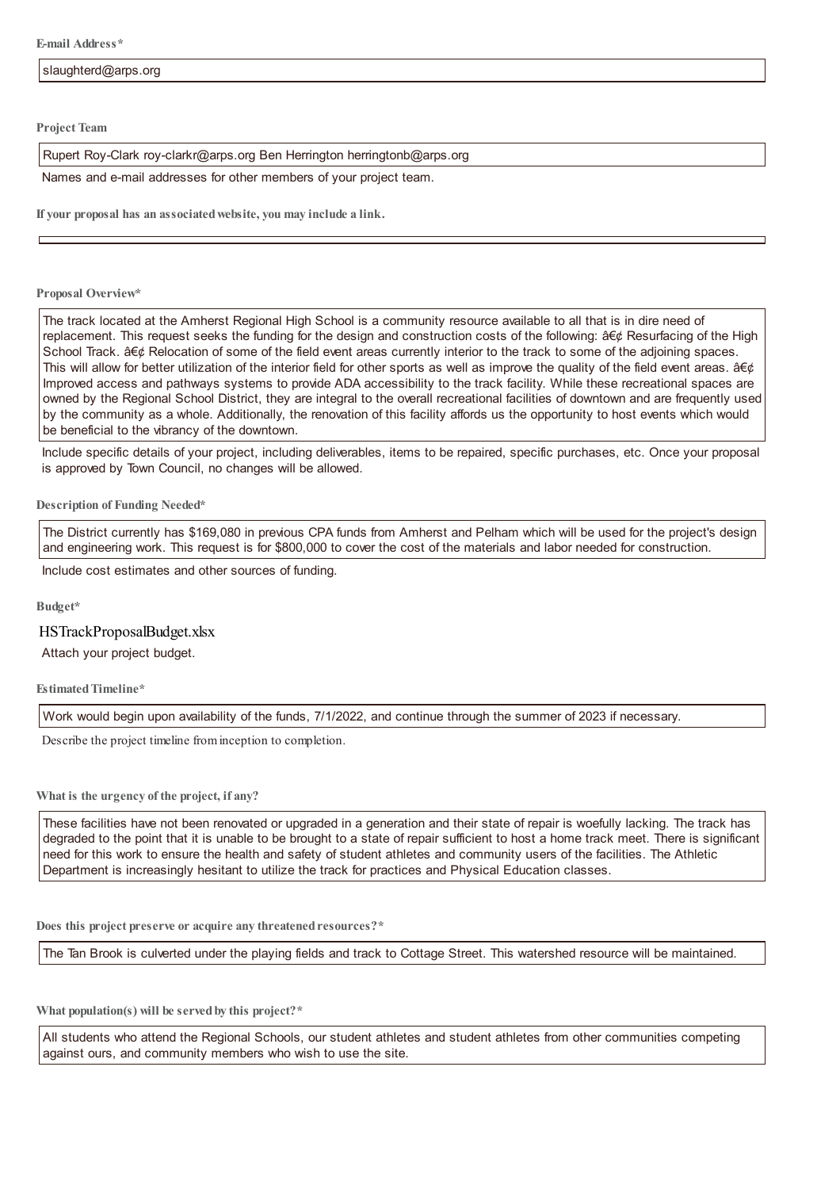**E-mail Address***

slaughterd@arps.org

**Project Team**

Rupert Roy-Clark roy-clarkr@arps.org Ben Herrington herringtonb@arps.org

Names and e-mail addresses for other members of your project team.

**If your proposal has an associated website, you may include a link.**

**Proposal Overview***

The track located at the Amherst Regional High School is a community resource available to all that is in dire need of replacement. This request seeks the funding for the design and construction costs of the following: â€¢ Resurfacing of the High School Track. â€¢ Relocation of some of the field event areas currently interior to the track to some of the adjoining spaces. This will allow for better utilization of the interior field for other sports as well as improve the quality of the field event areas. â€¢ Improved access and pathways systems to provide ADA accessibility to the track facility. While these recreational spaces are owned by the Regional School District, they are integral to the overall recreational facilities of downtown and are frequently used by the community as a whole. Additionally, the renovation of this facility affords us the opportunity to host events which would be beneficial to the vibrancy of the downtown.

Include specific details of your project, including deliverables, items to be repaired, specific purchases, etc. Once your proposal is approved by Town Council, no changes will be allowed.

**Description of Funding Needed***

The District currently has $169,080 in previous CPA funds from Amherst and Pelham which will be used for the project's design and engineering work. This request is for $800,000 to cover the cost of the materials and labor needed for construction.

Include cost estimates and other sources of funding.

**Budget***

HSTrackProposalBudget.xlsx

Attach your project budget.

**Estimated Timeline***

Work would begin upon availability of the funds, 7/1/2022, and continue through the summer of 2023 if necessary.

Describe the project timeline from inception to completion.

**What is the urgency of the project, if any?**

These facilities have not been renovated or upgraded in a generation and their state of repair is woefully lacking. The track has degraded to the point that it is unable to be brought to a state of repair sufficient to host a home track meet. There is significant need for this work to ensure the health and safety of student athletes and community users of the facilities. The Athletic Department is increasingly hesitant to utilize the track for practices and Physical Education classes.

**Does this project preserve or acquire any threatened resources?***

The Tan Brook is culverted under the playing fields and track to Cottage Street. This watershed resource will be maintained.

**What population(s) will be served by this project?***

All students who attend the Regional Schools, our student athletes and student athletes from other communities competing against ours, and community members who wish to use the site.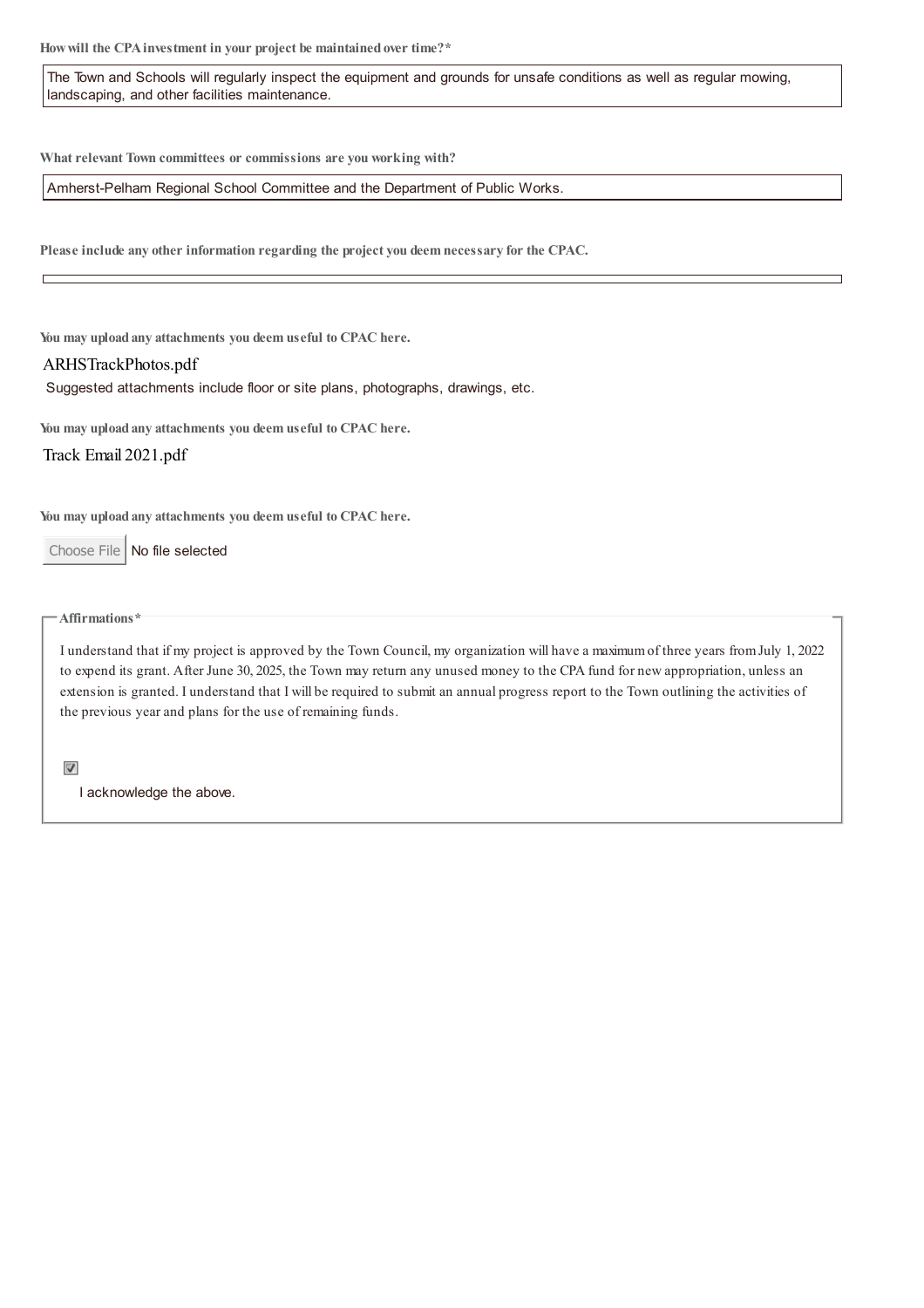**How will the CPA investment in your project be maintained over time?***

The Town and Schools will regularly inspect the equipment and grounds for unsafe conditions as well as regular mowing, landscaping, and other facilities maintenance.

**What relevant Town committees or commissions are you working with?**

Amherst-Pelham Regional School Committee and the Department of Public Works.

**Please include any other information regarding the project you deem necessary for the CPAC.**

**You may upload any attachments you deem useful to CPAC here.**

ARHSTrackPhotos.pdf

Suggested attachments include floor or site plans, photographs, drawings, etc.

**You may upload any attachments you deem useful to CPAC here.**

Track Email 2021.pdf

**You may upload any attachments you deem useful to CPAC here.**

Choose File No file selected

**Affirmations***

I understand that if my project is approved by the Town Council, my organization will have a maximum of three years from July 1, 2022 to expend its grant. After June 30, 2025, the Town may return any unused money to the CPA fund for new appropriation, unless an extension is granted. I understand that I will be required to submit an annual progress report to the Town outlining the activities of the previous year and plans for the use of remaining funds.

- [x] I acknowledge the above.